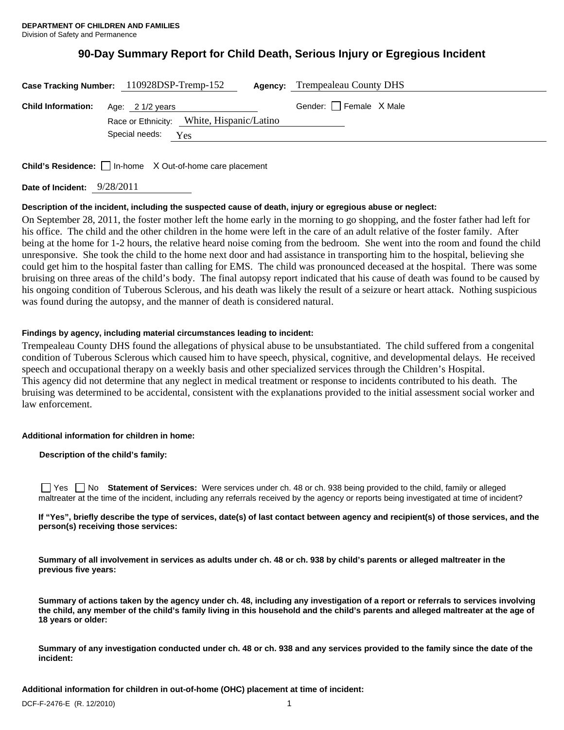**DEPARTMENT OF CHILDREN AND FAMILIES**
Division of Safety and Permanence

# 90-Day Summary Report for Child Death, Serious Injury or Egregious Incident

**Case Tracking Number:** 110928DSP-Tremp-152 **Agency:** Trempealeau County DHS

**Child Information:** Age: 2 1/2 years Gender: ☐ Female X Male

Race or Ethnicity: White, Hispanic/Latino

Special needs: Yes

**Child's Residence:** ☐ In-home X Out-of-home care placement

**Date of Incident:** 9/28/2011

**Description of the incident, including the suspected cause of death, injury or egregious abuse or neglect:**

On September 28, 2011, the foster mother left the home early in the morning to go shopping, and the foster father had left for his office. The child and the other children in the home were left in the care of an adult relative of the foster family. After being at the home for 1-2 hours, the relative heard noise coming from the bedroom. She went into the room and found the child unresponsive. She took the child to the home next door and had assistance in transporting him to the hospital, believing she could get him to the hospital faster than calling for EMS. The child was pronounced deceased at the hospital. There was some bruising on three areas of the child's body. The final autopsy report indicated that his cause of death was found to be caused by his ongoing condition of Tuberous Sclerous, and his death was likely the result of a seizure or heart attack. Nothing suspicious was found during the autopsy, and the manner of death is considered natural.

**Findings by agency, including material circumstances leading to incident:**

Trempealeau County DHS found the allegations of physical abuse to be unsubstantiated. The child suffered from a congenital condition of Tuberous Sclerous which caused him to have speech, physical, cognitive, and developmental delays. He received speech and occupational therapy on a weekly basis and other specialized services through the Children's Hospital.
This agency did not determine that any neglect in medical treatment or response to incidents contributed to his death. The bruising was determined to be accidental, consistent with the explanations provided to the initial assessment social worker and law enforcement.

**Additional information for children in home:**

**Description of the child's family:**

☐ Yes ☐ No **Statement of Services:** Were services under ch. 48 or ch. 938 being provided to the child, family or alleged maltreater at the time of the incident, including any referrals received by the agency or reports being investigated at time of incident?

**If "Yes", briefly describe the type of services, date(s) of last contact between agency and recipient(s) of those services, and the person(s) receiving those services:**

**Summary of all involvement in services as adults under ch. 48 or ch. 938 by child's parents or alleged maltreater in the previous five years:**

**Summary of actions taken by the agency under ch. 48, including any investigation of a report or referrals to services involving the child, any member of the child's family living in this household and the child's parents and alleged maltreater at the age of 18 years or older:**

**Summary of any investigation conducted under ch. 48 or ch. 938 and any services provided to the family since the date of the incident:**

**Additional information for children in out-of-home (OHC) placement at time of incident:**

DCF-F-2476-E (R. 12/2010)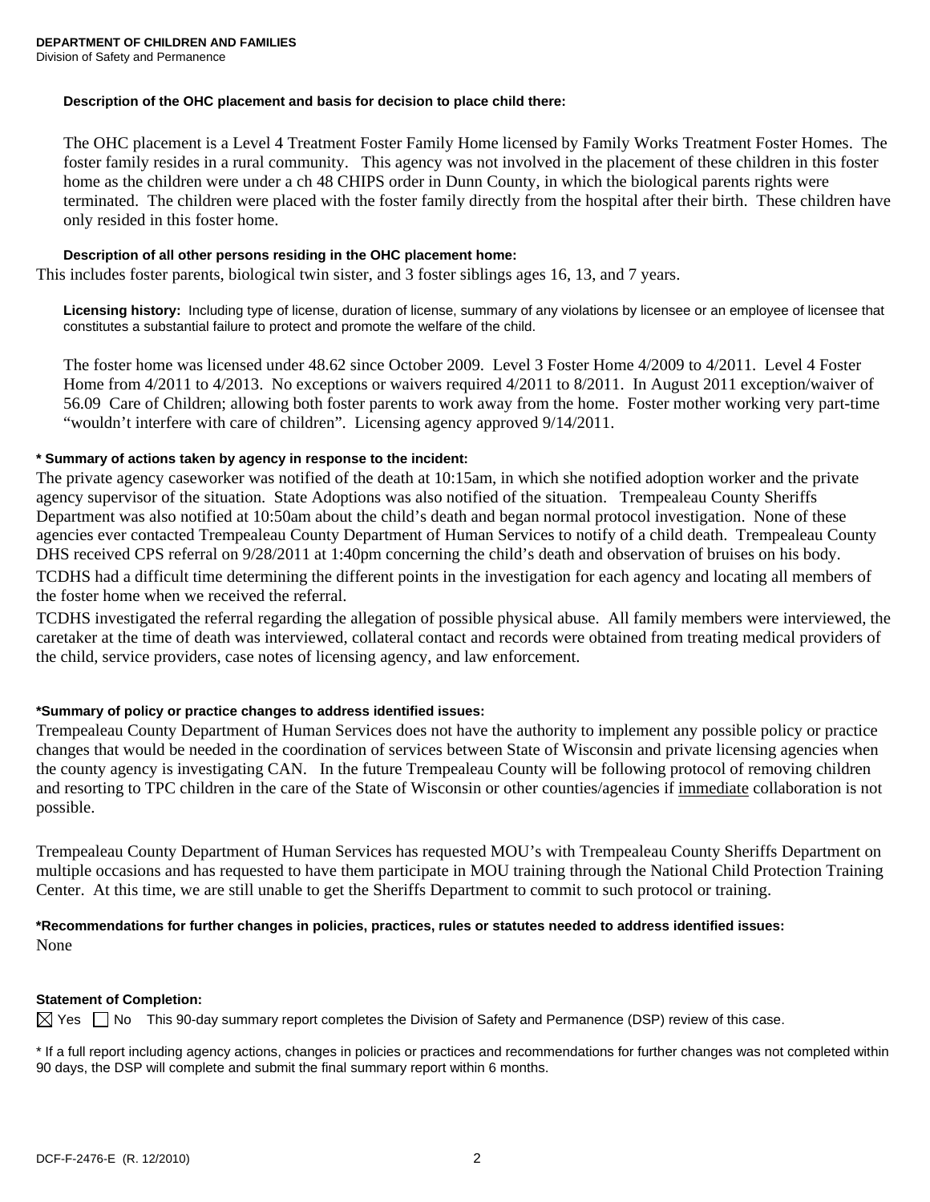**DEPARTMENT OF CHILDREN AND FAMILIES**
Division of Safety and Permanence

**Description of the OHC placement and basis for decision to place child there:**

The OHC placement is a Level 4 Treatment Foster Family Home licensed by Family Works Treatment Foster Homes. The foster family resides in a rural community. This agency was not involved in the placement of these children in this foster home as the children were under a ch 48 CHIPS order in Dunn County, in which the biological parents rights were terminated. The children were placed with the foster family directly from the hospital after their birth. These children have only resided in this foster home.

**Description of all other persons residing in the OHC placement home:**

This includes foster parents, biological twin sister, and 3 foster siblings ages 16, 13, and 7 years.

**Licensing history:** Including type of license, duration of license, summary of any violations by licensee or an employee of licensee that constitutes a substantial failure to protect and promote the welfare of the child.

The foster home was licensed under 48.62 since October 2009. Level 3 Foster Home 4/2009 to 4/2011. Level 4 Foster Home from 4/2011 to 4/2013. No exceptions or waivers required 4/2011 to 8/2011. In August 2011 exception/waiver of 56.09 Care of Children; allowing both foster parents to work away from the home. Foster mother working very part-time "wouldn't interfere with care of children". Licensing agency approved 9/14/2011.

**\* Summary of actions taken by agency in response to the incident:**

The private agency caseworker was notified of the death at 10:15am, in which she notified adoption worker and the private agency supervisor of the situation. State Adoptions was also notified of the situation. Trempealeau County Sheriffs Department was also notified at 10:50am about the child's death and began normal protocol investigation. None of these agencies ever contacted Trempealeau County Department of Human Services to notify of a child death. Trempealeau County DHS received CPS referral on 9/28/2011 at 1:40pm concerning the child's death and observation of bruises on his body. TCDHS had a difficult time determining the different points in the investigation for each agency and locating all members of the foster home when we received the referral.

TCDHS investigated the referral regarding the allegation of possible physical abuse. All family members were interviewed, the caretaker at the time of death was interviewed, collateral contact and records were obtained from treating medical providers of the child, service providers, case notes of licensing agency, and law enforcement.

**\*Summary of policy or practice changes to address identified issues:**

Trempealeau County Department of Human Services does not have the authority to implement any possible policy or practice changes that would be needed in the coordination of services between State of Wisconsin and private licensing agencies when the county agency is investigating CAN. In the future Trempealeau County will be following protocol of removing children and resorting to TPC children in the care of the State of Wisconsin or other counties/agencies if <u>immediate</u> collaboration is not possible.

Trempealeau County Department of Human Services has requested MOU's with Trempealeau County Sheriffs Department on multiple occasions and has requested to have them participate in MOU training through the National Child Protection Training Center. At this time, we are still unable to get the Sheriffs Department to commit to such protocol or training.

**\*Recommendations for further changes in policies, practices, rules or statutes needed to address identified issues:**

None

**Statement of Completion:**

☒ Yes ☐ No This 90-day summary report completes the Division of Safety and Permanence (DSP) review of this case.

\* If a full report including agency actions, changes in policies or practices and recommendations for further changes was not completed within 90 days, the DSP will complete and submit the final summary report within 6 months.

DCF-F-2476-E (R. 12/2010)